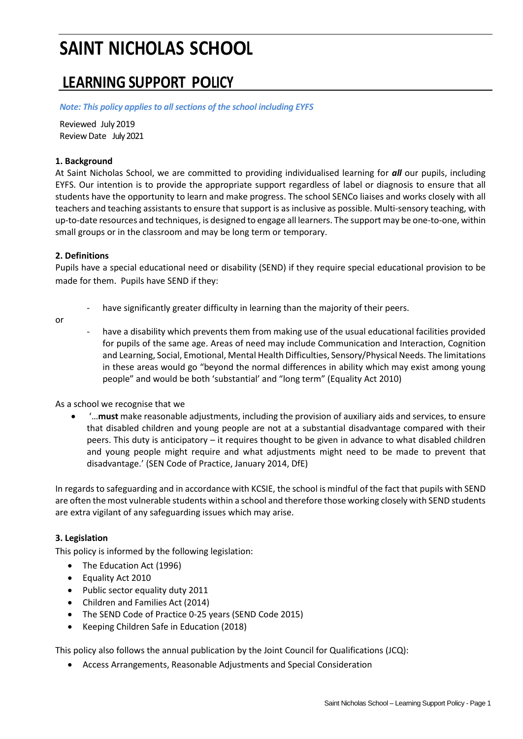# SAINT NICHOLAS SCHOOL

## LEARNING SUPPORT POLICY

***Note: This policy applies to all sections of the school including EYFS***

Reviewed July 2019
Review Date July 2021

**1. Background**

At Saint Nicholas School, we are committed to providing individualised learning for ***all*** our pupils, including EYFS. Our intention is to provide the appropriate support regardless of label or diagnosis to ensure that all students have the opportunity to learn and make progress. The school SENCo liaises and works closely with all teachers and teaching assistants to ensure that support is as inclusive as possible. Multi-sensory teaching, with up-to-date resources and techniques, is designed to engage all learners. The support may be one-to-one, within small groups or in the classroom and may be long term or temporary.

**2. Definitions**

Pupils have a special educational need or disability (SEND) if they require special educational provision to be made for them. Pupils have SEND if they:

- have significantly greater difficulty in learning than the majority of their peers.

or

- have a disability which prevents them from making use of the usual educational facilities provided for pupils of the same age. Areas of need may include Communication and Interaction, Cognition and Learning, Social, Emotional, Mental Health Difficulties, Sensory/Physical Needs. The limitations in these areas would go "beyond the normal differences in ability which may exist among young people" and would be both 'substantial' and "long term" (Equality Act 2010)

As a school we recognise that we

- '…**must** make reasonable adjustments, including the provision of auxiliary aids and services, to ensure that disabled children and young people are not at a substantial disadvantage compared with their peers. This duty is anticipatory – it requires thought to be given in advance to what disabled children and young people might require and what adjustments might need to be made to prevent that disadvantage.' (SEN Code of Practice, January 2014, DfE)

In regards to safeguarding and in accordance with KCSIE, the school is mindful of the fact that pupils with SEND are often the most vulnerable students within a school and therefore those working closely with SEND students are extra vigilant of any safeguarding issues which may arise.

**3. Legislation**

This policy is informed by the following legislation:

- The Education Act (1996)
- Equality Act 2010
- Public sector equality duty 2011
- Children and Families Act (2014)
- The SEND Code of Practice 0-25 years (SEND Code 2015)
- Keeping Children Safe in Education (2018)

This policy also follows the annual publication by the Joint Council for Qualifications (JCQ):

- Access Arrangements, Reasonable Adjustments and Special Consideration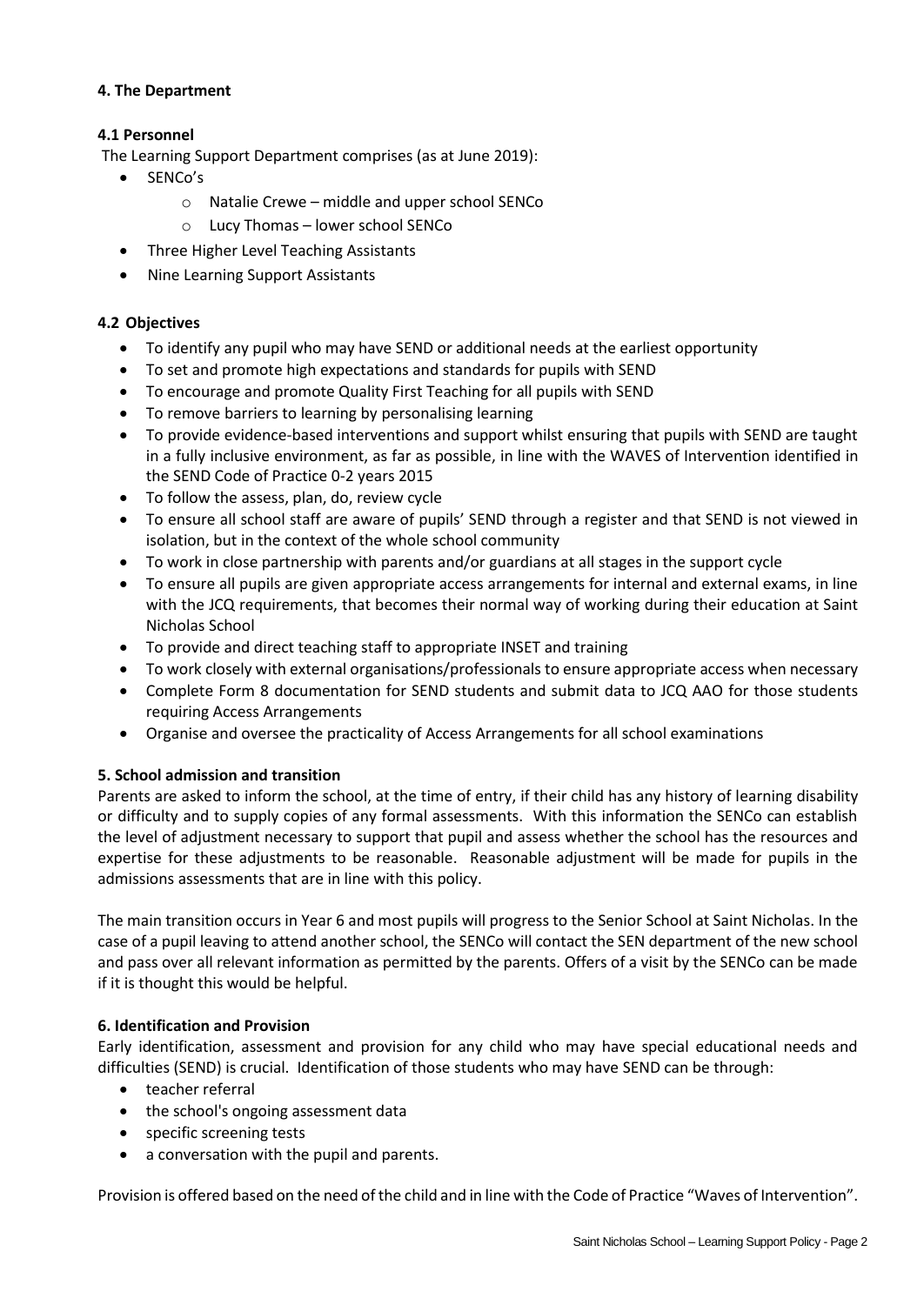## 4. The Department

### 4.1 Personnel

The Learning Support Department comprises (as at June 2019):

- SENCo's
  - Natalie Crewe – middle and upper school SENCo
  - Lucy Thomas – lower school SENCo
- Three Higher Level Teaching Assistants
- Nine Learning Support Assistants

### 4.2 Objectives

- To identify any pupil who may have SEND or additional needs at the earliest opportunity
- To set and promote high expectations and standards for pupils with SEND
- To encourage and promote Quality First Teaching for all pupils with SEND
- To remove barriers to learning by personalising learning
- To provide evidence-based interventions and support whilst ensuring that pupils with SEND are taught in a fully inclusive environment, as far as possible, in line with the WAVES of Intervention identified in the SEND Code of Practice 0-2 years 2015
- To follow the assess, plan, do, review cycle
- To ensure all school staff are aware of pupils' SEND through a register and that SEND is not viewed in isolation, but in the context of the whole school community
- To work in close partnership with parents and/or guardians at all stages in the support cycle
- To ensure all pupils are given appropriate access arrangements for internal and external exams, in line with the JCQ requirements, that becomes their normal way of working during their education at Saint Nicholas School
- To provide and direct teaching staff to appropriate INSET and training
- To work closely with external organisations/professionals to ensure appropriate access when necessary
- Complete Form 8 documentation for SEND students and submit data to JCQ AAO for those students requiring Access Arrangements
- Organise and oversee the practicality of Access Arrangements for all school examinations

## 5. School admission and transition

Parents are asked to inform the school, at the time of entry, if their child has any history of learning disability or difficulty and to supply copies of any formal assessments. With this information the SENCo can establish the level of adjustment necessary to support that pupil and assess whether the school has the resources and expertise for these adjustments to be reasonable. Reasonable adjustment will be made for pupils in the admissions assessments that are in line with this policy.

The main transition occurs in Year 6 and most pupils will progress to the Senior School at Saint Nicholas. In the case of a pupil leaving to attend another school, the SENCo will contact the SEN department of the new school and pass over all relevant information as permitted by the parents. Offers of a visit by the SENCo can be made if it is thought this would be helpful.

## 6. Identification and Provision

Early identification, assessment and provision for any child who may have special educational needs and difficulties (SEND) is crucial. Identification of those students who may have SEND can be through:

- teacher referral
- the school's ongoing assessment data
- specific screening tests
- a conversation with the pupil and parents.

Provision is offered based on the need of the child and in line with the Code of Practice "Waves of Intervention".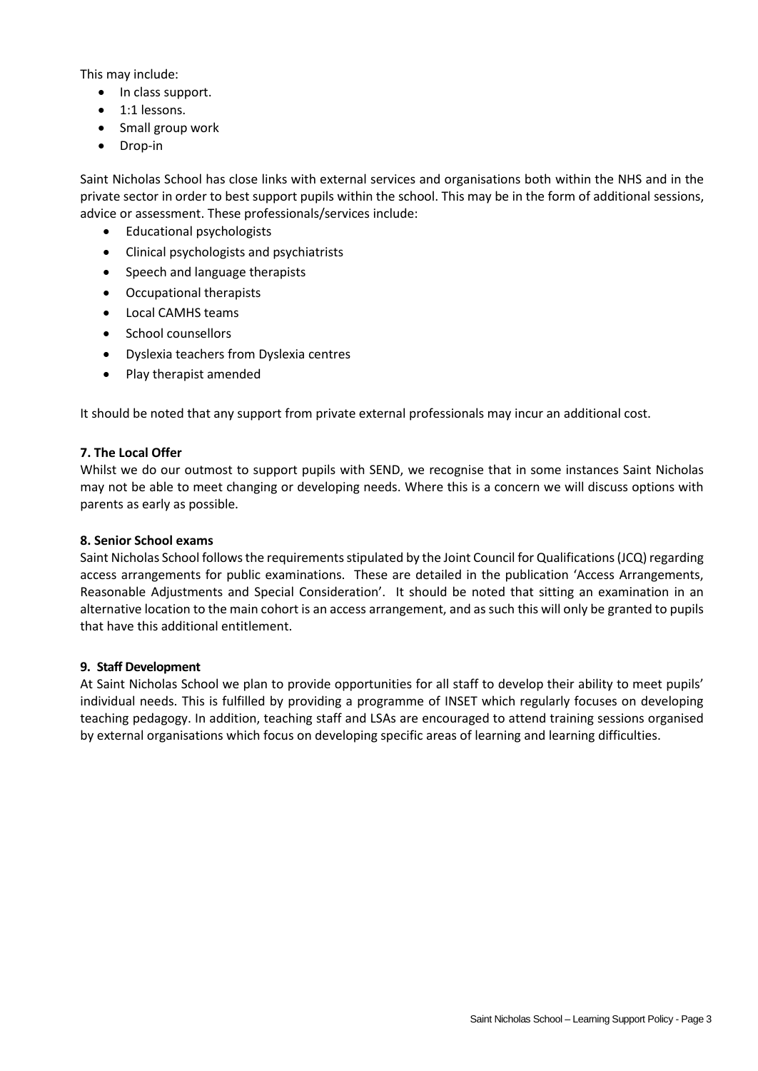This may include:

- In class support.
- 1:1 lessons.
- Small group work
- Drop-in

Saint Nicholas School has close links with external services and organisations both within the NHS and in the private sector in order to best support pupils within the school. This may be in the form of additional sessions, advice or assessment. These professionals/services include:

- Educational psychologists
- Clinical psychologists and psychiatrists
- Speech and language therapists
- Occupational therapists
- Local CAMHS teams
- School counsellors
- Dyslexia teachers from Dyslexia centres
- Play therapist amended

It should be noted that any support from private external professionals may incur an additional cost.

**7. The Local Offer**

Whilst we do our outmost to support pupils with SEND, we recognise that in some instances Saint Nicholas may not be able to meet changing or developing needs. Where this is a concern we will discuss options with parents as early as possible.

**8. Senior School exams**

Saint Nicholas School follows the requirements stipulated by the Joint Council for Qualifications (JCQ) regarding access arrangements for public examinations. These are detailed in the publication 'Access Arrangements, Reasonable Adjustments and Special Consideration'. It should be noted that sitting an examination in an alternative location to the main cohort is an access arrangement, and as such this will only be granted to pupils that have this additional entitlement.

**9. Staff Development**

At Saint Nicholas School we plan to provide opportunities for all staff to develop their ability to meet pupils' individual needs. This is fulfilled by providing a programme of INSET which regularly focuses on developing teaching pedagogy. In addition, teaching staff and LSAs are encouraged to attend training sessions organised by external organisations which focus on developing specific areas of learning and learning difficulties.